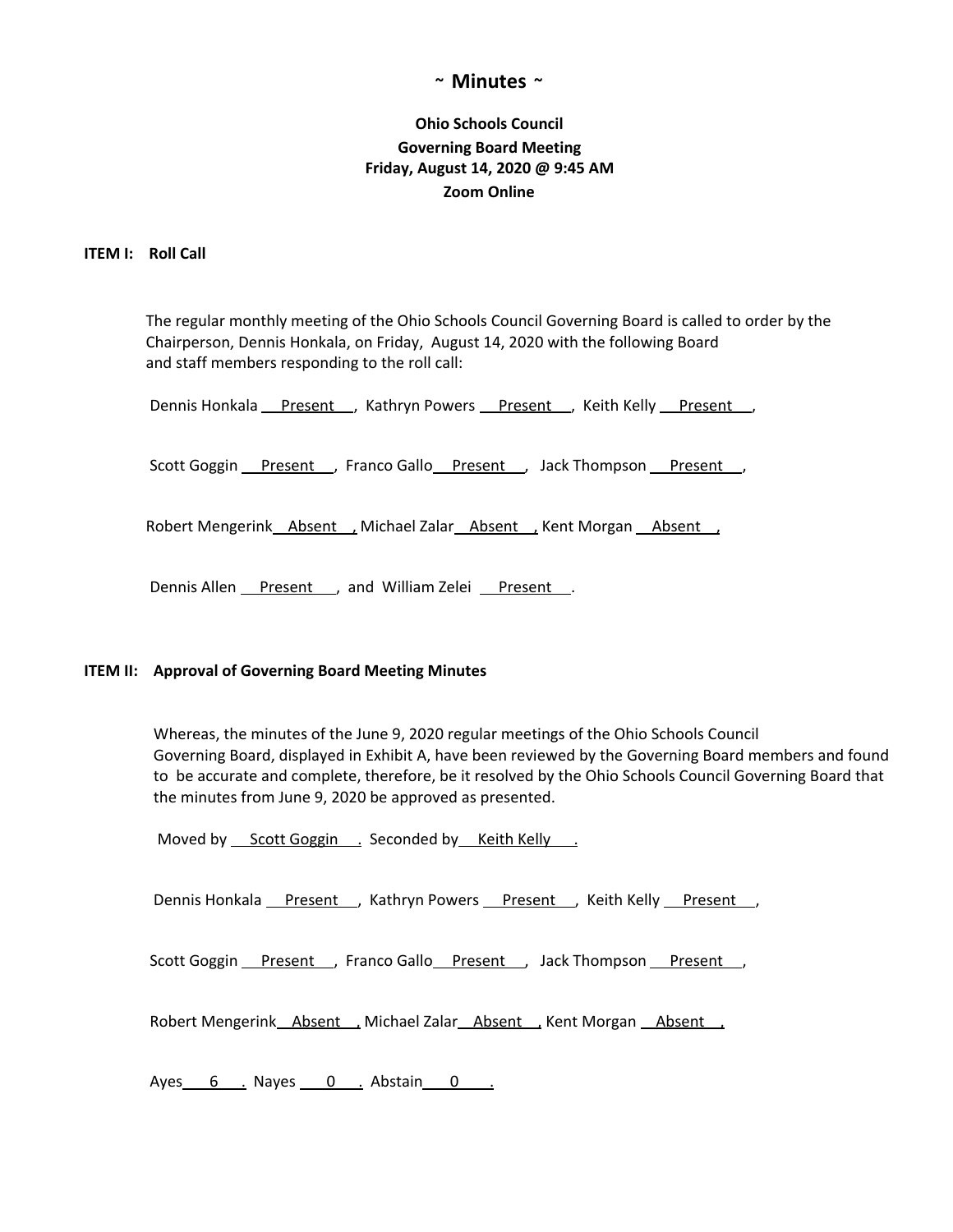# ~ Minutes ~

**Ohio Schools Council**
**Governing Board Meeting**
**Friday, August 14, 2020 @ 9:45 AM**
**Zoom Online**

## ITEM I: Roll Call

The regular monthly meeting of the Ohio Schools Council Governing Board is called to order by the Chairperson, Dennis Honkala, on Friday, August 14, 2020 with the following Board and staff members responding to the roll call:

Dennis Honkala Present, Kathryn Powers Present, Keith Kelly Present,

Scott Goggin Present, Franco Gallo Present, Jack Thompson Present,

Robert Mengerink Absent, Michael Zalar Absent, Kent Morgan Absent,

Dennis Allen Present, and William Zelei Present.

## ITEM II: Approval of Governing Board Meeting Minutes

Whereas, the minutes of the June 9, 2020 regular meetings of the Ohio Schools Council Governing Board, displayed in Exhibit A, have been reviewed by the Governing Board members and found to be accurate and complete, therefore, be it resolved by the Ohio Schools Council Governing Board that the minutes from June 9, 2020 be approved as presented.

Moved by Scott Goggin. Seconded by Keith Kelly.

Dennis Honkala Present, Kathryn Powers Present, Keith Kelly Present,

Scott Goggin Present, Franco Gallo Present, Jack Thompson Present,

Robert Mengerink Absent, Michael Zalar Absent, Kent Morgan Absent,

Ayes 6. Nayes 0. Abstain 0.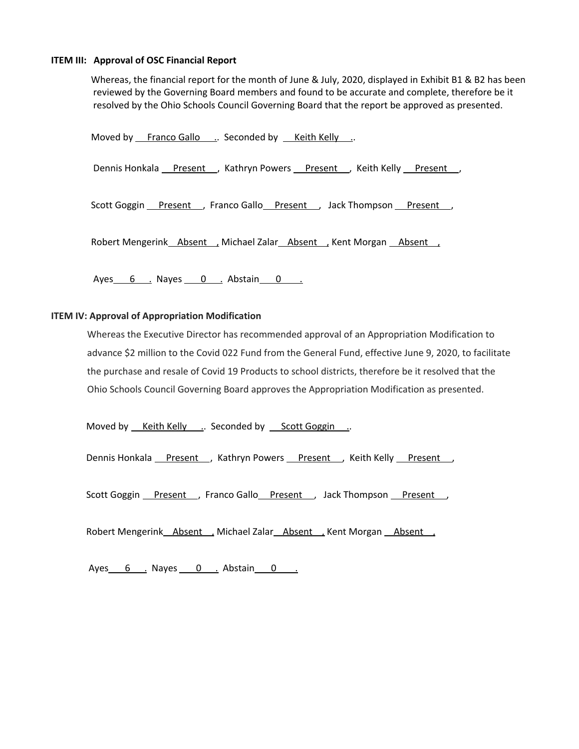**ITEM III: Approval of OSC Financial Report**

Whereas, the financial report for the month of June & July, 2020, displayed in Exhibit B1 & B2 has been reviewed by the Governing Board members and found to be accurate and complete, therefore be it resolved by the Ohio Schools Council Governing Board that the report be approved as presented.

Moved by Franco Gallo. Seconded by Keith Kelly.

Dennis Honkala Present, Kathryn Powers Present, Keith Kelly Present,

Scott Goggin Present, Franco Gallo Present, Jack Thompson Present,

Robert Mengerink Absent, Michael Zalar Absent, Kent Morgan Absent,

Ayes 6. Nayes 0. Abstain 0.

**ITEM IV: Approval of Appropriation Modification**

Whereas the Executive Director has recommended approval of an Appropriation Modification to advance $2 million to the Covid 022 Fund from the General Fund, effective June 9, 2020, to facilitate the purchase and resale of Covid 19 Products to school districts, therefore be it resolved that the Ohio Schools Council Governing Board approves the Appropriation Modification as presented.

Moved by Keith Kelly. Seconded by Scott Goggin.

Dennis Honkala Present, Kathryn Powers Present, Keith Kelly Present,

Scott Goggin Present, Franco Gallo Present, Jack Thompson Present,

Robert Mengerink Absent, Michael Zalar Absent, Kent Morgan Absent,

Ayes 6. Nayes 0. Abstain 0.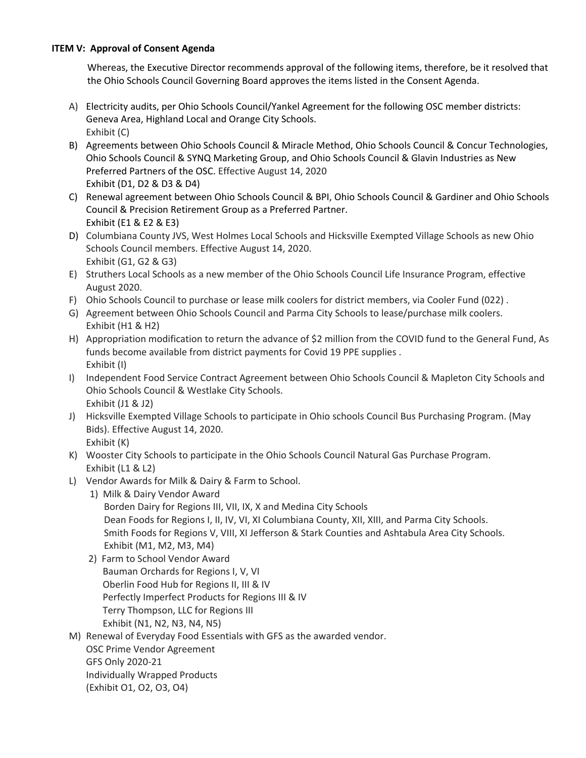**ITEM V: Approval of Consent Agenda**

Whereas, the Executive Director recommends approval of the following items, therefore, be it resolved that the Ohio Schools Council Governing Board approves the items listed in the Consent Agenda.

A) Electricity audits, per Ohio Schools Council/Yankel Agreement for the following OSC member districts: Geneva Area, Highland Local and Orange City Schools.
   Exhibit (C)

B) Agreements between Ohio Schools Council & Miracle Method, Ohio Schools Council & Concur Technologies, Ohio Schools Council & SYNQ Marketing Group, and Ohio Schools Council & Glavin Industries as New Preferred Partners of the OSC. Effective August 14, 2020
   Exhibit (D1, D2 & D3 & D4)

C) Renewal agreement between Ohio Schools Council & BPI, Ohio Schools Council & Gardiner and Ohio Schools Council & Precision Retirement Group as a Preferred Partner.
   Exhibit (E1 & E2 & E3)

D) Columbiana County JVS, West Holmes Local Schools and Hicksville Exempted Village Schools as new Ohio Schools Council members. Effective August 14, 2020.
   Exhibit (G1, G2 & G3)

E) Struthers Local Schools as a new member of the Ohio Schools Council Life Insurance Program, effective August 2020.

F) Ohio Schools Council to purchase or lease milk coolers for district members, via Cooler Fund (022) .

G) Agreement between Ohio Schools Council and Parma City Schools to lease/purchase milk coolers.
   Exhibit (H1 & H2)

H) Appropriation modification to return the advance of $2 million from the COVID fund to the General Fund, As funds become available from district payments for Covid 19 PPE supplies .
   Exhibit (I)

I) Independent Food Service Contract Agreement between Ohio Schools Council & Mapleton City Schools and Ohio Schools Council & Westlake City Schools.
   Exhibit (J1 & J2)

J) Hicksville Exempted Village Schools to participate in Ohio schools Council Bus Purchasing Program. (May Bids). Effective August 14, 2020.
   Exhibit (K)

K) Wooster City Schools to participate in the Ohio Schools Council Natural Gas Purchase Program.
   Exhibit (L1 & L2)

L) Vendor Awards for Milk & Dairy & Farm to School.
   1) Milk & Dairy Vendor Award
      Borden Dairy for Regions III, VII, IX, X and Medina City Schools
      Dean Foods for Regions I, II, IV, VI, XI Columbiana County, XII, XIII, and Parma City Schools.
      Smith Foods for Regions V, VIII, XI Jefferson & Stark Counties and Ashtabula Area City Schools.
      Exhibit (M1, M2, M3, M4)
   2) Farm to School Vendor Award
      Bauman Orchards for Regions I, V, VI
      Oberlin Food Hub for Regions II, III & IV
      Perfectly Imperfect Products for Regions III & IV
      Terry Thompson, LLC for Regions III
      Exhibit (N1, N2, N3, N4, N5)

M) Renewal of Everyday Food Essentials with GFS as the awarded vendor.
   OSC Prime Vendor Agreement
   GFS Only 2020-21
   Individually Wrapped Products
   (Exhibit O1, O2, O3, O4)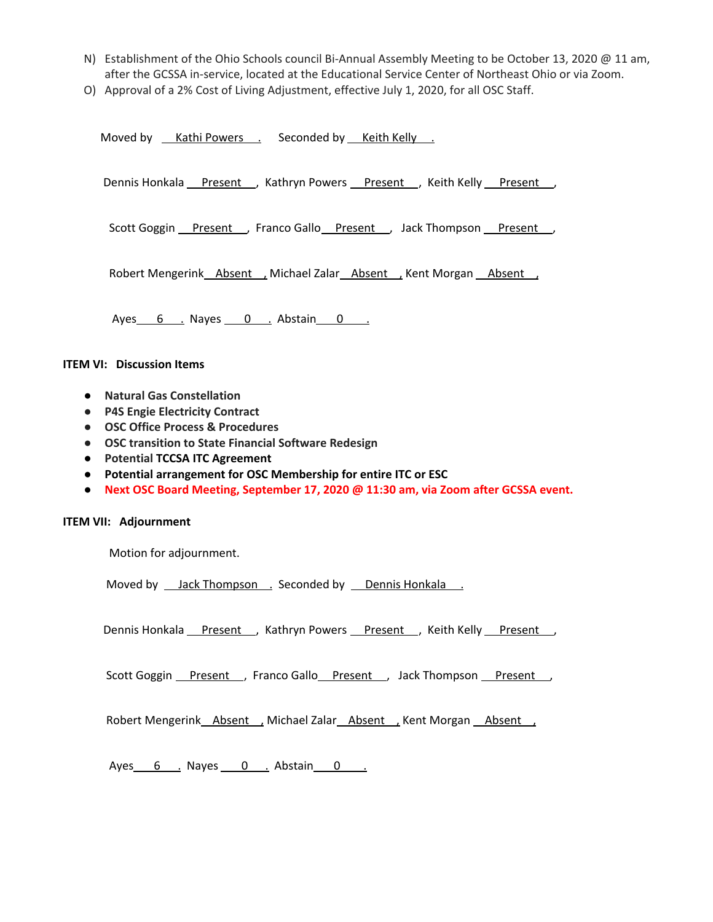N) Establishment of the Ohio Schools council Bi-Annual Assembly Meeting to be October 13, 2020 @ 11 am, after the GCSSA in-service, located at the Educational Service Center of Northeast Ohio or via Zoom.

O) Approval of a 2% Cost of Living Adjustment, effective July 1, 2020, for all OSC Staff.

Moved by Kathi Powers. Seconded by Keith Kelly.

Dennis Honkala Present, Kathryn Powers Present, Keith Kelly Present,

Scott Goggin Present, Franco Gallo Present, Jack Thompson Present,

Robert Mengerink Absent, Michael Zalar Absent, Kent Morgan Absent,

Ayes 6. Nayes 0. Abstain 0.

**ITEM VI: Discussion Items**

- **Natural Gas Constellation**
- **P4S Engie Electricity Contract**
- **OSC Office Process & Procedures**
- **OSC transition to State Financial Software Redesign**
- **Potential TCCSA ITC Agreement**
- **Potential arrangement for OSC Membership for entire ITC or ESC**
- **Next OSC Board Meeting, September 17, 2020 @ 11:30 am, via Zoom after GCSSA event.**

**ITEM VII: Adjournment**

Motion for adjournment.

Moved by Jack Thompson. Seconded by Dennis Honkala.

Dennis Honkala Present, Kathryn Powers Present, Keith Kelly Present,

Scott Goggin Present, Franco Gallo Present, Jack Thompson Present,

Robert Mengerink Absent, Michael Zalar Absent, Kent Morgan Absent,

Ayes 6. Nayes 0. Abstain 0.